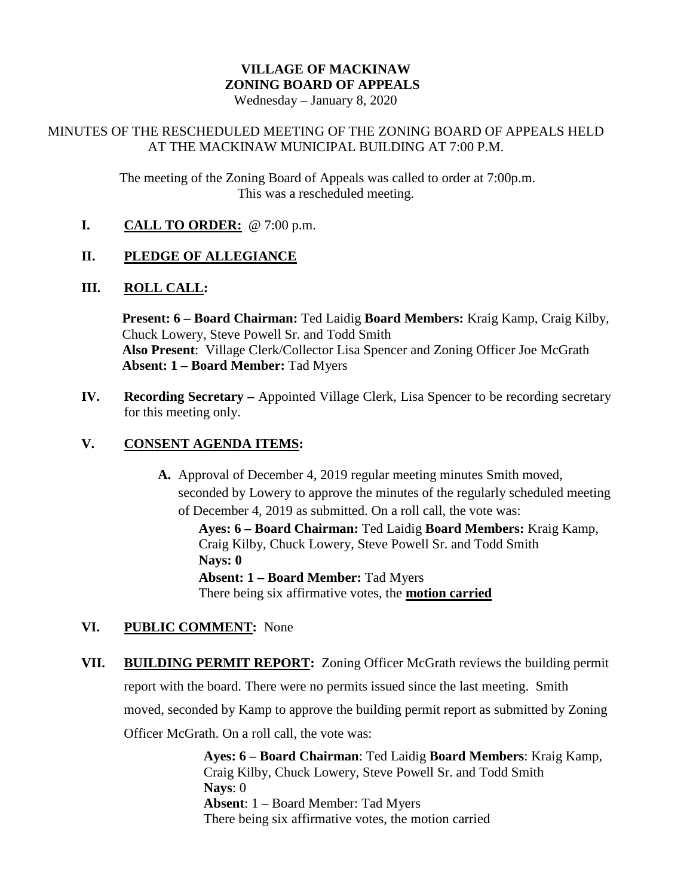# VILLAGE OF MACKINAW
## ZONING BOARD OF APPEALS

Wednesday – January 8, 2020

MINUTES OF THE RESCHEDULED MEETING OF THE ZONING BOARD OF APPEALS HELD AT THE MACKINAW MUNICIPAL BUILDING AT 7:00 P.M.

The meeting of the Zoning Board of Appeals was called to order at 7:00p.m. This was a rescheduled meeting.

**I. CALL TO ORDER:** @ 7:00 p.m.

**II. PLEDGE OF ALLEGIANCE**

**III. ROLL CALL:**

**Present: 6 – Board Chairman:** Ted Laidig **Board Members:** Kraig Kamp, Craig Kilby, Chuck Lowery, Steve Powell Sr. and Todd Smith
**Also Present**: Village Clerk/Collector Lisa Spencer and Zoning Officer Joe McGrath
**Absent: 1 – Board Member:** Tad Myers

**IV. Recording Secretary –** Appointed Village Clerk, Lisa Spencer to be recording secretary for this meeting only.

**V. CONSENT AGENDA ITEMS:**

**A.** Approval of December 4, 2019 regular meeting minutes Smith moved, seconded by Lowery to approve the minutes of the regularly scheduled meeting of December 4, 2019 as submitted. On a roll call, the vote was:

**Ayes: 6 – Board Chairman:** Ted Laidig **Board Members:** Kraig Kamp, Craig Kilby, Chuck Lowery, Steve Powell Sr. and Todd Smith
**Nays: 0**
**Absent: 1 – Board Member:** Tad Myers
There being six affirmative votes, the **motion carried**

**VI. PUBLIC COMMENT:** None

**VII. BUILDING PERMIT REPORT:** Zoning Officer McGrath reviews the building permit report with the board. There were no permits issued since the last meeting. Smith moved, seconded by Kamp to approve the building permit report as submitted by Zoning Officer McGrath. On a roll call, the vote was:

**Ayes: 6 – Board Chairman**: Ted Laidig **Board Members**: Kraig Kamp, Craig Kilby, Chuck Lowery, Steve Powell Sr. and Todd Smith
**Nays**: 0
**Absent**: 1 – Board Member: Tad Myers
There being six affirmative votes, the motion carried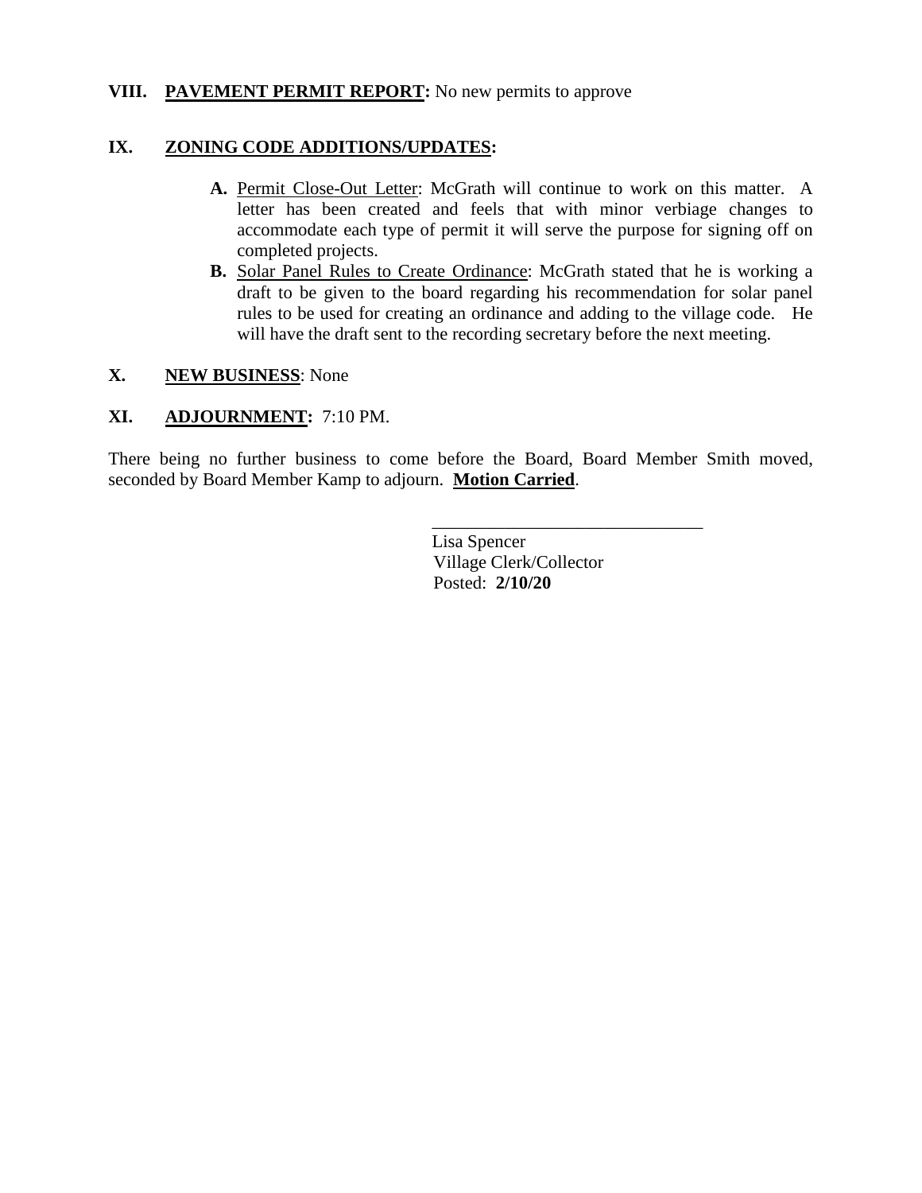**VIII. PAVEMENT PERMIT REPORT:** No new permits to approve

**IX. ZONING CODE ADDITIONS/UPDATES:**

- **A.** Permit Close-Out Letter: McGrath will continue to work on this matter. A letter has been created and feels that with minor verbiage changes to accommodate each type of permit it will serve the purpose for signing off on completed projects.
- **B.** Solar Panel Rules to Create Ordinance: McGrath stated that he is working a draft to be given to the board regarding his recommendation for solar panel rules to be used for creating an ordinance and adding to the village code. He will have the draft sent to the recording secretary before the next meeting.

**X. NEW BUSINESS**: None

**XI. ADJOURNMENT:** 7:10 PM.

There being no further business to come before the Board, Board Member Smith moved, seconded by Board Member Kamp to adjourn. **Motion Carried**.

_______________________________

Lisa Spencer
Village Clerk/Collector
Posted: **2/10/20**